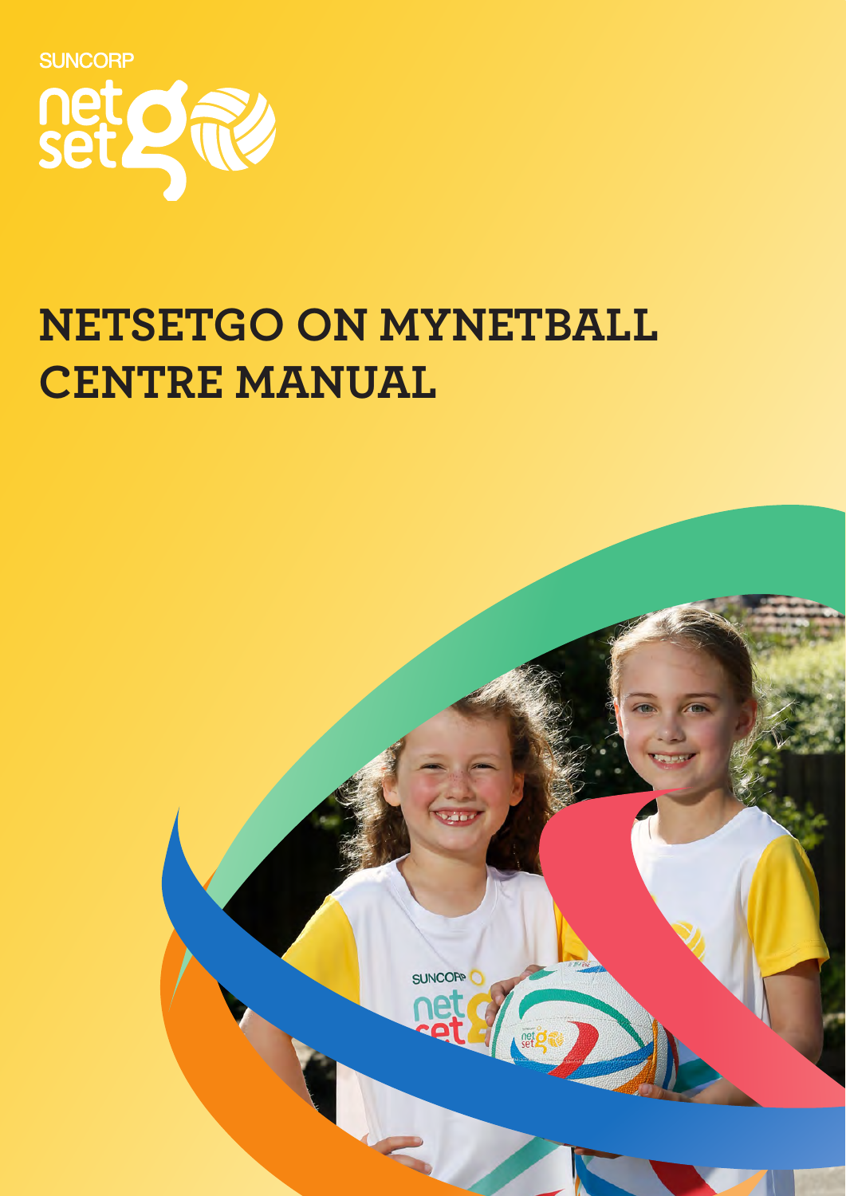SUNCORP

net set go

# NETSETGO ON MYNETBALL CENTRE MANUAL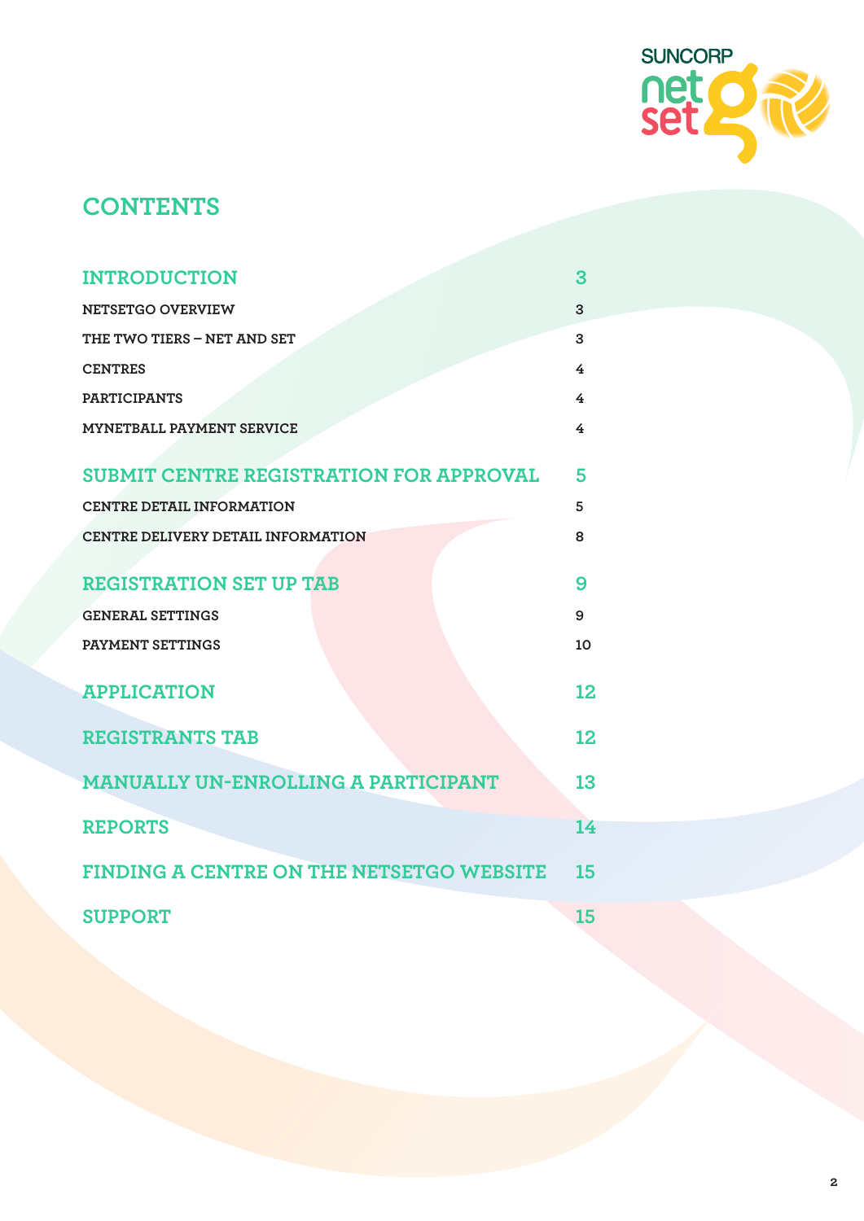# CONTENTS

| | |
|---|---|
| **INTRODUCTION** | **3** |
| NETSETGO OVERVIEW | 3 |
| THE TWO TIERS – NET AND SET | 3 |
| CENTRES | 4 |
| PARTICIPANTS | 4 |
| MYNETBALL PAYMENT SERVICE | 4 |
| **SUBMIT CENTRE REGISTRATION FOR APPROVAL** | **5** |
| CENTRE DETAIL INFORMATION | 5 |
| CENTRE DELIVERY DETAIL INFORMATION | 8 |
| **REGISTRATION SET UP TAB** | **9** |
| GENERAL SETTINGS | 9 |
| PAYMENT SETTINGS | 10 |
| **APPLICATION** | **12** |
| **REGISTRANTS TAB** | **12** |
| **MANUALLY UN-ENROLLING A PARTICIPANT** | **13** |
| **REPORTS** | **14** |
| **FINDING A CENTRE ON THE NETSETGO WEBSITE** | **15** |
| **SUPPORT** | **15** |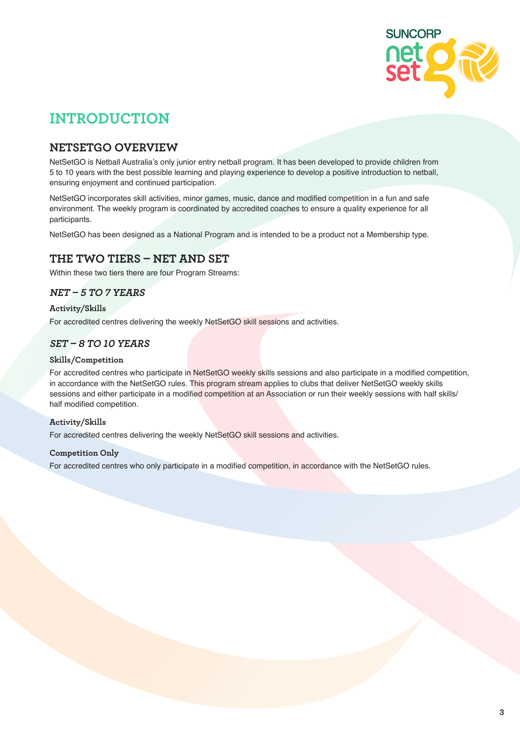# INTRODUCTION

## NETSETGO OVERVIEW

NetSetGO is Netball Australia's only junior entry netball program. It has been developed to provide children from 5 to 10 years with the best possible learning and playing experience to develop a positive introduction to netball, ensuring enjoyment and continued participation.

NetSetGO incorporates skill activities, minor games, music, dance and modified competition in a fun and safe environment. The weekly program is coordinated by accredited coaches to ensure a quality experience for all participants.

NetSetGO has been designed as a National Program and is intended to be a product not a Membership type.

## THE TWO TIERS – NET AND SET

Within these two tiers there are four Program Streams:

### *NET – 5 TO 7 YEARS*

#### Activity/Skills

For accredited centres delivering the weekly NetSetGO skill sessions and activities.

### *SET – 8 TO 10 YEARS*

#### Skills/Competition

For accredited centres who participate in NetSetGO weekly skills sessions and also participate in a modified competition, in accordance with the NetSetGO rules. This program stream applies to clubs that deliver NetSetGO weekly skills sessions and either participate in a modified competition at an Association or run their weekly sessions with half skills/ half modified competition.

#### Activity/Skills

For accredited centres delivering the weekly NetSetGO skill sessions and activities.

#### Competition Only

For accredited centres who only participate in a modified competition, in accordance with the NetSetGO rules.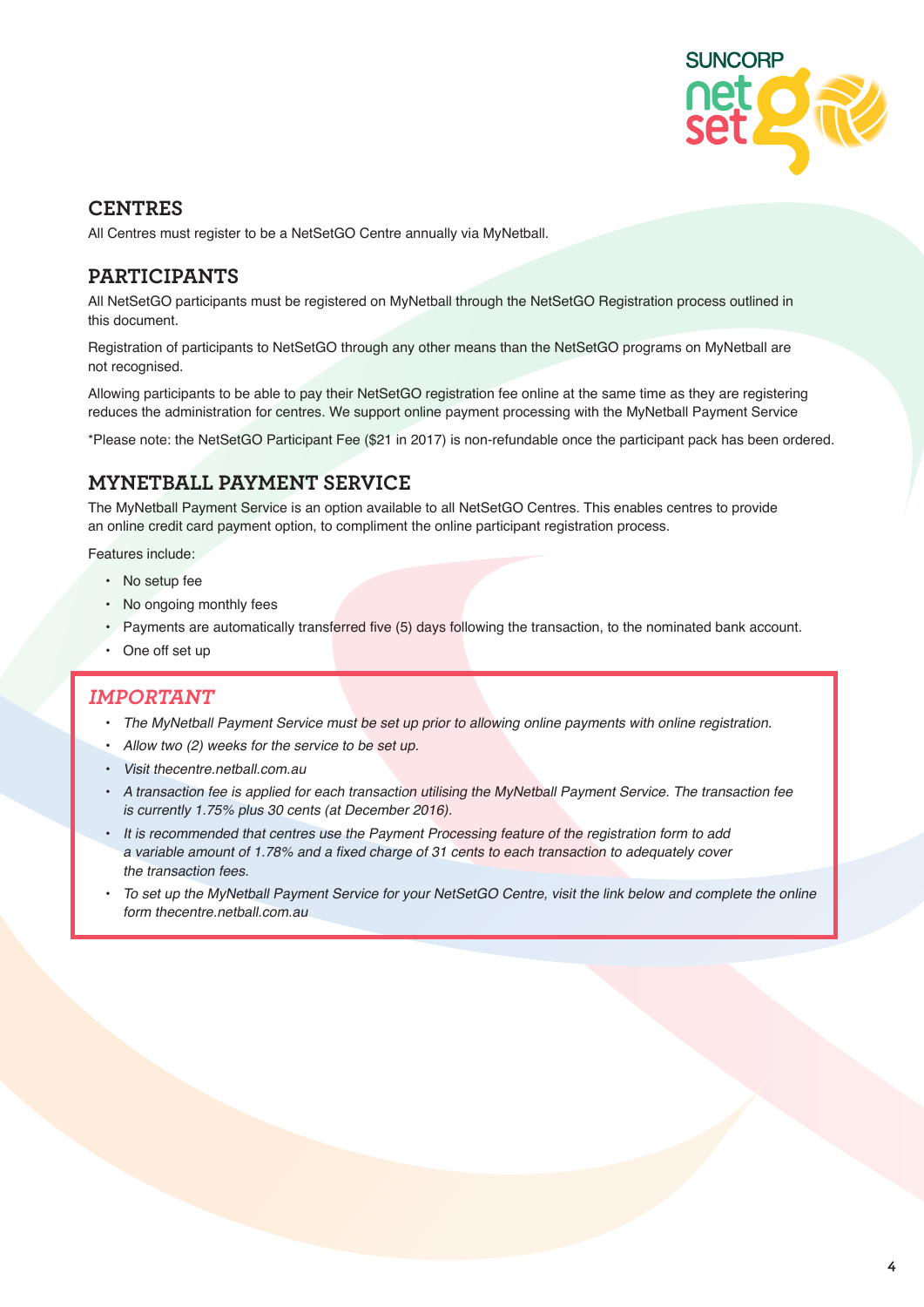## CENTRES

All Centres must register to be a NetSetGO Centre annually via MyNetball.

## PARTICIPANTS

All NetSetGO participants must be registered on MyNetball through the NetSetGO Registration process outlined in this document.

Registration of participants to NetSetGO through any other means than the NetSetGO programs on MyNetball are not recognised.

Allowing participants to be able to pay their NetSetGO registration fee online at the same time as they are registering reduces the administration for centres. We support online payment processing with the MyNetball Payment Service

*Please note: the NetSetGO Participant Fee ($21 in 2017) is non-refundable once the participant pack has been ordered.

## MYNETBALL PAYMENT SERVICE

The MyNetball Payment Service is an option available to all NetSetGO Centres. This enables centres to provide an online credit card payment option, to compliment the online participant registration process.

Features include:

- No setup fee
- No ongoing monthly fees
- Payments are automatically transferred five (5) days following the transaction, to the nominated bank account.
- One off set up

### *IMPORTANT*

- *The MyNetball Payment Service must be set up prior to allowing online payments with online registration.*
- *Allow two (2) weeks for the service to be set up.*
- *Visit thecentre.netball.com.au*
- *A transaction fee is applied for each transaction utilising the MyNetball Payment Service. The transaction fee is currently 1.75% plus 30 cents (at December 2016).*
- *It is recommended that centres use the Payment Processing feature of the registration form to add a variable amount of 1.78% and a fixed charge of 31 cents to each transaction to adequately cover the transaction fees.*
- *To set up the MyNetball Payment Service for your NetSetGO Centre, visit the link below and complete the online form thecentre.netball.com.au*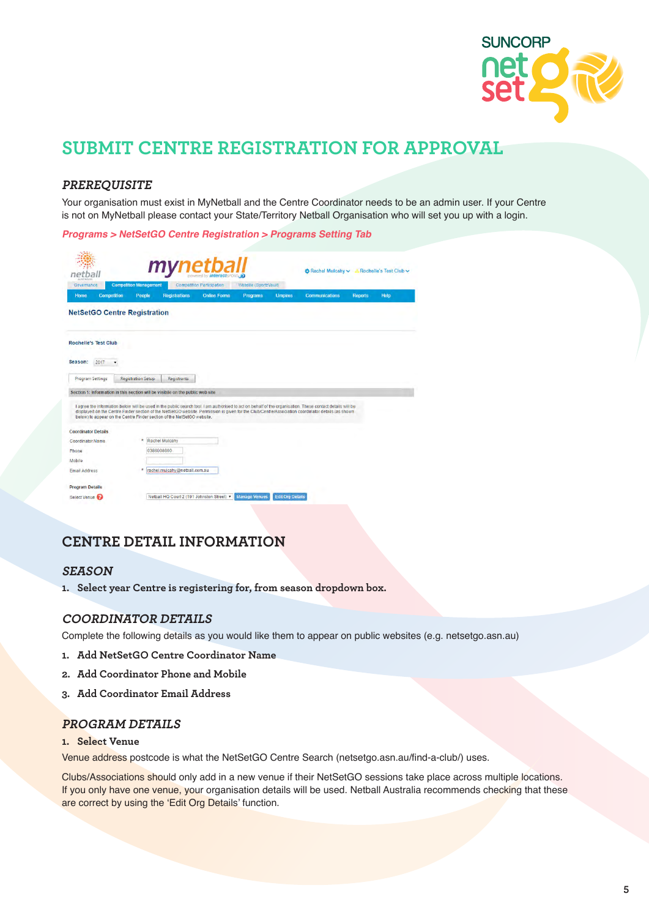# SUBMIT CENTRE REGISTRATION FOR APPROVAL

### *PREREQUISITE*

Your organisation must exist in MyNetball and the Centre Coordinator needs to be an admin user. If your Centre is not on MyNetball please contact your State/Territory Netball Organisation who will set you up with a login.

***Programs > NetSetGO Centre Registration > Programs Setting Tab***

## CENTRE DETAIL INFORMATION

### *SEASON*

1. **Select year Centre is registering for, from season dropdown box.**

### *COORDINATOR DETAILS*

Complete the following details as you would like them to appear on public websites (e.g. netsetgo.asn.au)

1. **Add NetSetGO Centre Coordinator Name**
2. **Add Coordinator Phone and Mobile**
3. **Add Coordinator Email Address**

### *PROGRAM DETAILS*

1. **Select Venue**

Venue address postcode is what the NetSetGO Centre Search (netsetgo.asn.au/find-a-club/) uses.

Clubs/Associations should only add in a new venue if their NetSetGO sessions take place across multiple locations. If you only have one venue, your organisation details will be used. Netball Australia recommends checking that these are correct by using the 'Edit Org Details' function.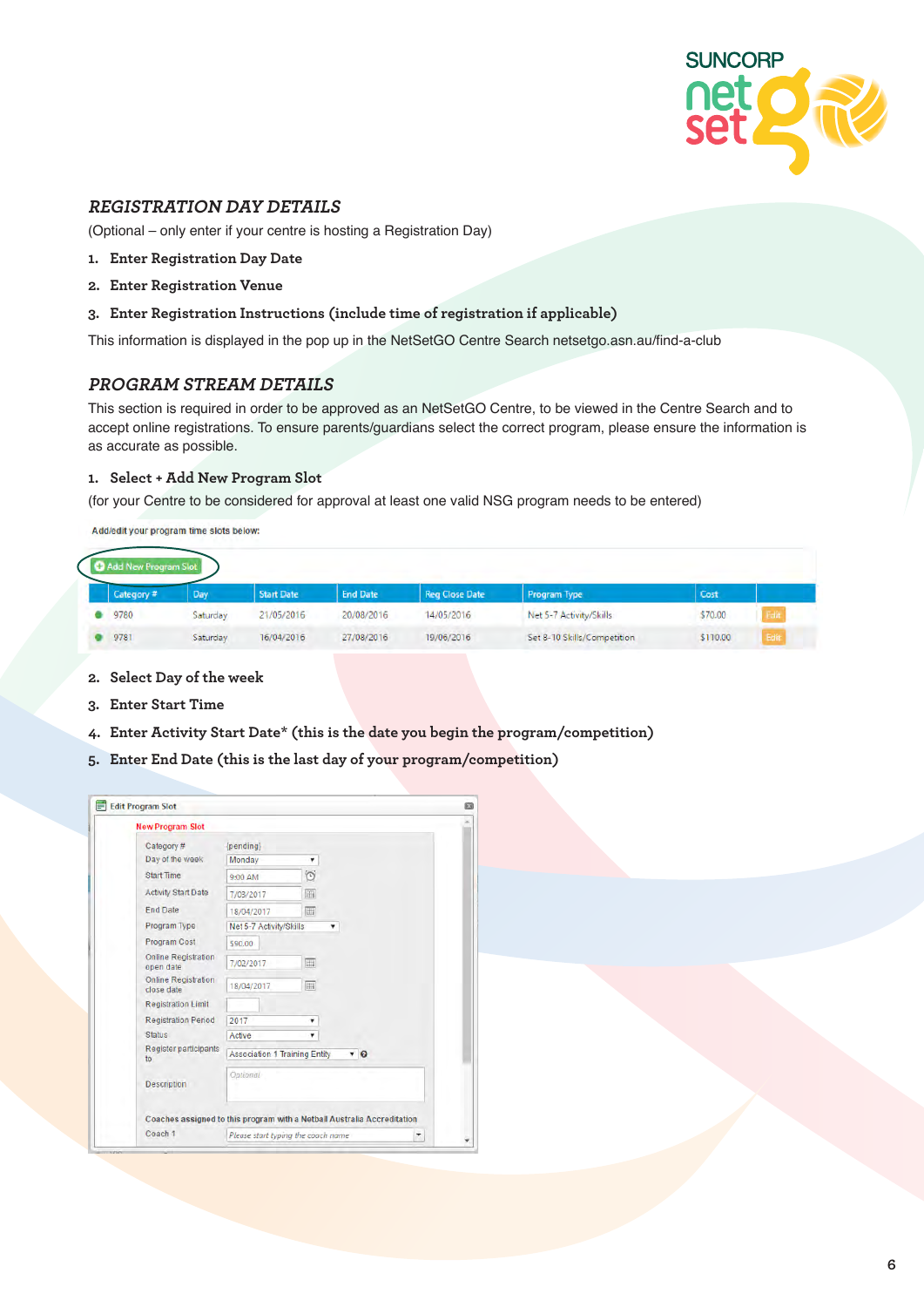## *REGISTRATION DAY DETAILS*

(Optional – only enter if your centre is hosting a Registration Day)

1. **Enter Registration Day Date**
2. **Enter Registration Venue**
3. **Enter Registration Instructions (include time of registration if applicable)**

This information is displayed in the pop up in the NetSetGO Centre Search netsetgo.asn.au/find-a-club

## *PROGRAM STREAM DETAILS*

This section is required in order to be approved as an NetSetGO Centre, to be viewed in the Centre Search and to accept online registrations. To ensure parents/guardians select the correct program, please ensure the information is as accurate as possible.

1. **Select + Add New Program Slot**

(for your Centre to be considered for approval at least one valid NSG program needs to be entered)

Add/edit your program time slots below:

Add New Program Slot

| Category # | Day | Start Date | End Date | Reg Close Date | Program Type | Cost | |
|---|---|---|---|---|---|---|---|
| 9780 | Saturday | 21/05/2016 | 20/08/2016 | 14/05/2016 | Net 5-7 Activity/Skills | $70.00 | Edit |
| 9781 | Saturday | 16/04/2016 | 27/08/2016 | 19/06/2016 | Set 8-10 Skills/Competition | $110.00 | Edit |

2. **Select Day of the week**
3. **Enter Start Time**
4. **Enter Activity Start Date\* (this is the date you begin the program/competition)**
5. **Enter End Date (this is the last day of your program/competition)**

Edit Program Slot

New Program Slot

| | |
|---|---|
| Category # | [pending] |
| Day of the week | Monday |
| Start Time | 9:00 AM |
| Activity Start Date | 7/03/2017 |
| End Date | 18/04/2017 |
| Program Type | Net 5-7 Activity/Skills |
| Program Cost | $90.00 |
| Online Registration open date | 7/02/2017 |
| Online Registration close date | 18/04/2017 |
| Registration Limit | |
| Registration Period | 2017 |
| Status | Active |
| Register participants to | Association 1 Training Entity |
| Description | Optional |

Coaches assigned to this program with a Netball Australia Accreditation

Coach 1 — Please start typing the coach name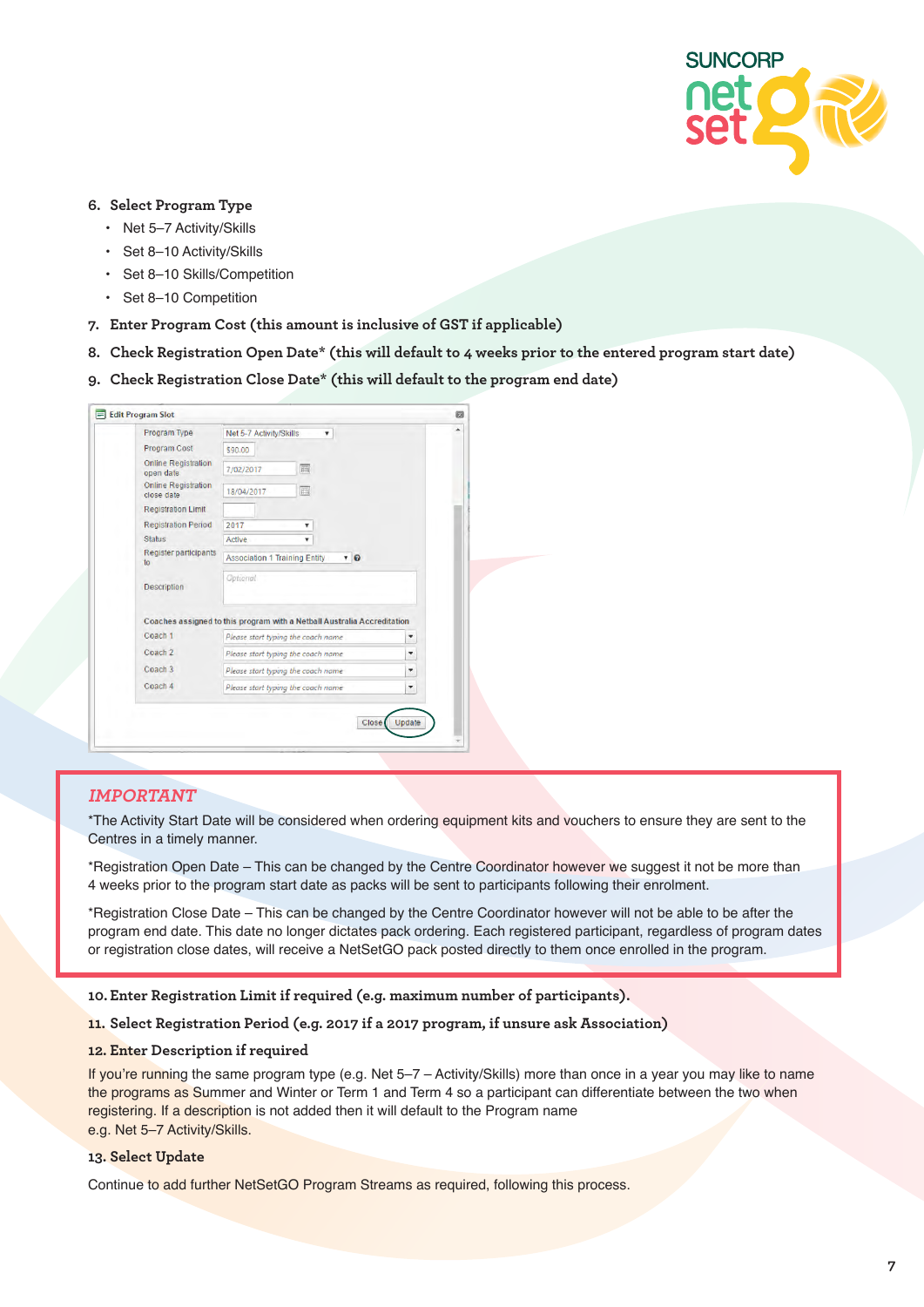6. **Select Program Type**
   - Net 5–7 Activity/Skills
   - Set 8–10 Activity/Skills
   - Set 8–10 Skills/Competition
   - Set 8–10 Competition
7. **Enter Program Cost (this amount is inclusive of GST if applicable)**
8. **Check Registration Open Date* (this will default to 4 weeks prior to the entered program start date)**
9. **Check Registration Close Date* (this will default to the program end date)**

Edit Program Slot

| | |
|---|---|
| Program Type | Net 5-7 Activity/Skills |
| Program Cost | $90.00 |
| Online Registration open date | 7/02/2017 |
| Online Registration close date | 18/04/2017 |
| Registration Limit | |
| Registration Period | 2017 |
| Status | Active |
| Register participants to | Association 1 Training Entity |
| Description | Optional |

Coaches assigned to this program with a Netball Australia Accreditation

| | |
|---|---|
| Coach 1 | Please start typing the coach name |
| Coach 2 | Please start typing the coach name |
| Coach 3 | Please start typing the coach name |
| Coach 4 | Please start typing the coach name |

Close Update

> ***IMPORTANT***
>
> *The Activity Start Date will be considered when ordering equipment kits and vouchers to ensure they are sent to the Centres in a timely manner.
>
> *Registration Open Date – This can be changed by the Centre Coordinator however we suggest it not be more than 4 weeks prior to the program start date as packs will be sent to participants following their enrolment.
>
> *Registration Close Date – This can be changed by the Centre Coordinator however will not be able to be after the program end date. This date no longer dictates pack ordering. Each registered participant, regardless of program dates or registration close dates, will receive a NetSetGO pack posted directly to them once enrolled in the program.

10. **Enter Registration Limit if required (e.g. maximum number of participants).**
11. **Select Registration Period (e.g. 2017 if a 2017 program, if unsure ask Association)**
12. **Enter Description if required**

If you're running the same program type (e.g. Net 5–7 – Activity/Skills) more than once in a year you may like to name the programs as Summer and Winter or Term 1 and Term 4 so a participant can differentiate between the two when registering. If a description is not added then it will default to the Program name e.g. Net 5–7 Activity/Skills.

13. **Select Update**

Continue to add further NetSetGO Program Streams as required, following this process.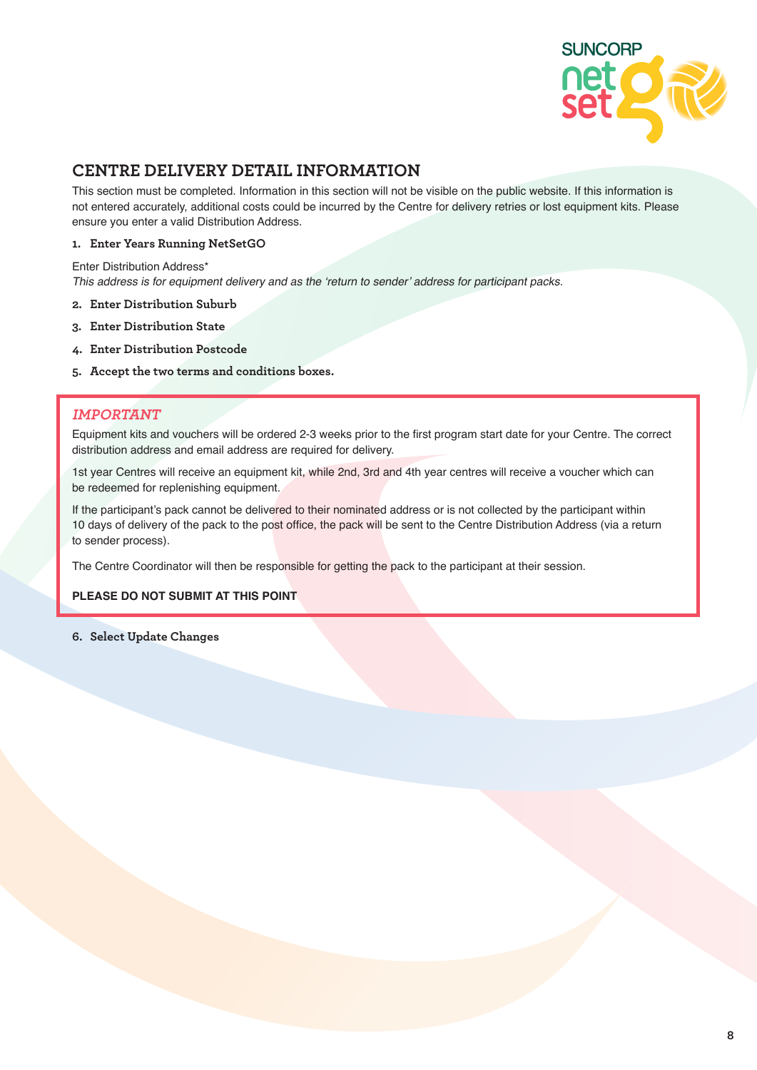## CENTRE DELIVERY DETAIL INFORMATION

This section must be completed. Information in this section will not be visible on the public website. If this information is not entered accurately, additional costs could be incurred by the Centre for delivery retries or lost equipment kits. Please ensure you enter a valid Distribution Address.

1. **Enter Years Running NetSetGO**

Enter Distribution Address*

*This address is for equipment delivery and as the 'return to sender' address for participant packs.*

2. **Enter Distribution Suburb**
3. **Enter Distribution State**
4. **Enter Distribution Postcode**
5. **Accept the two terms and conditions boxes.**

> ***IMPORTANT***
>
> Equipment kits and vouchers will be ordered 2-3 weeks prior to the first program start date for your Centre. The correct distribution address and email address are required for delivery.
>
> 1st year Centres will receive an equipment kit, while 2nd, 3rd and 4th year centres will receive a voucher which can be redeemed for replenishing equipment.
>
> If the participant's pack cannot be delivered to their nominated address or is not collected by the participant within 10 days of delivery of the pack to the post office, the pack will be sent to the Centre Distribution Address (via a return to sender process).
>
> The Centre Coordinator will then be responsible for getting the pack to the participant at their session.
>
> **PLEASE DO NOT SUBMIT AT THIS POINT**

6. **Select Update Changes**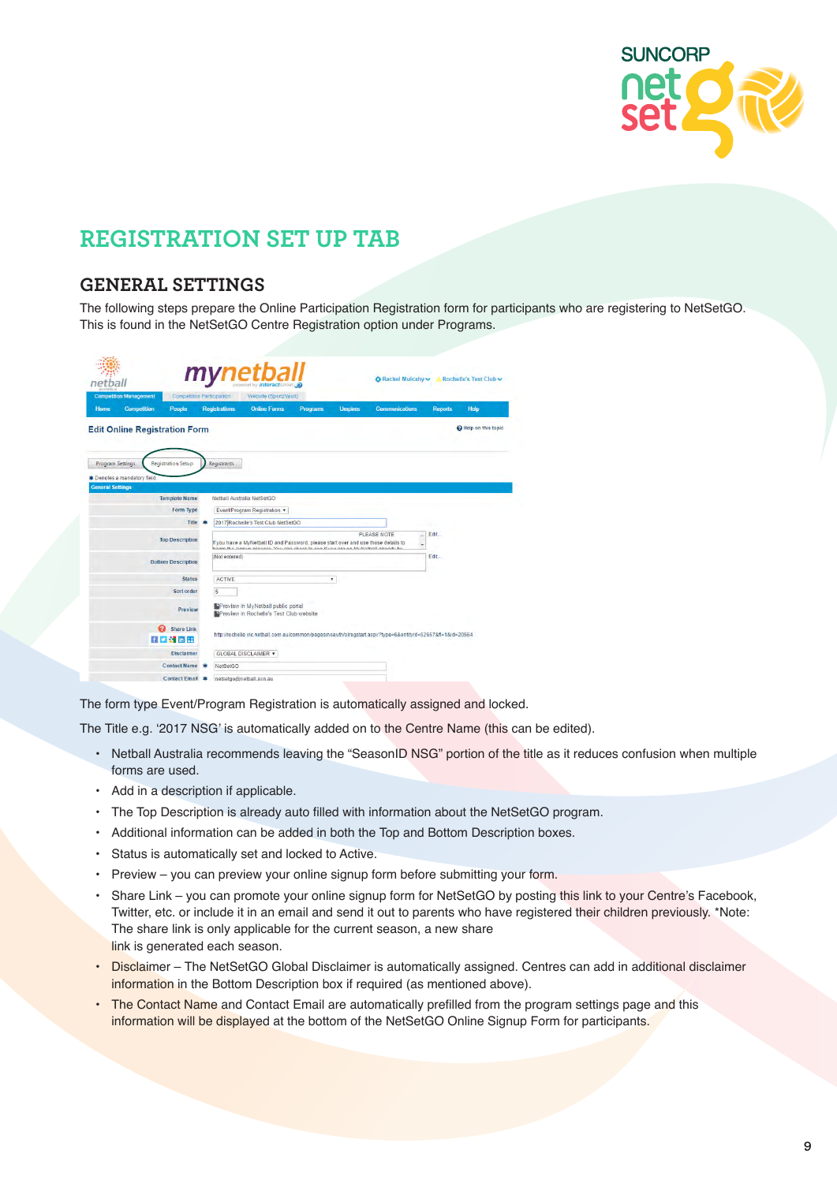# REGISTRATION SET UP TAB

## GENERAL SETTINGS

The following steps prepare the Online Participation Registration form for participants who are registering to NetSetGO. This is found in the NetSetGO Centre Registration option under Programs.

The form type Event/Program Registration is automatically assigned and locked.

The Title e.g. '2017 NSG' is automatically added on to the Centre Name (this can be edited).

- Netball Australia recommends leaving the "SeasonID NSG" portion of the title as it reduces confusion when multiple forms are used.
- Add in a description if applicable.
- The Top Description is already auto filled with information about the NetSetGO program.
- Additional information can be added in both the Top and Bottom Description boxes.
- Status is automatically set and locked to Active.
- Preview – you can preview your online signup form before submitting your form.
- Share Link – you can promote your online signup form for NetSetGO by posting this link to your Centre's Facebook, Twitter, etc. or include it in an email and send it out to parents who have registered their children previously. *Note: The share link is only applicable for the current season, a new share link is generated each season.
- Disclaimer – The NetSetGO Global Disclaimer is automatically assigned. Centres can add in additional disclaimer information in the Bottom Description box if required (as mentioned above).
- The Contact Name and Contact Email are automatically prefilled from the program settings page and this information will be displayed at the bottom of the NetSetGO Online Signup Form for participants.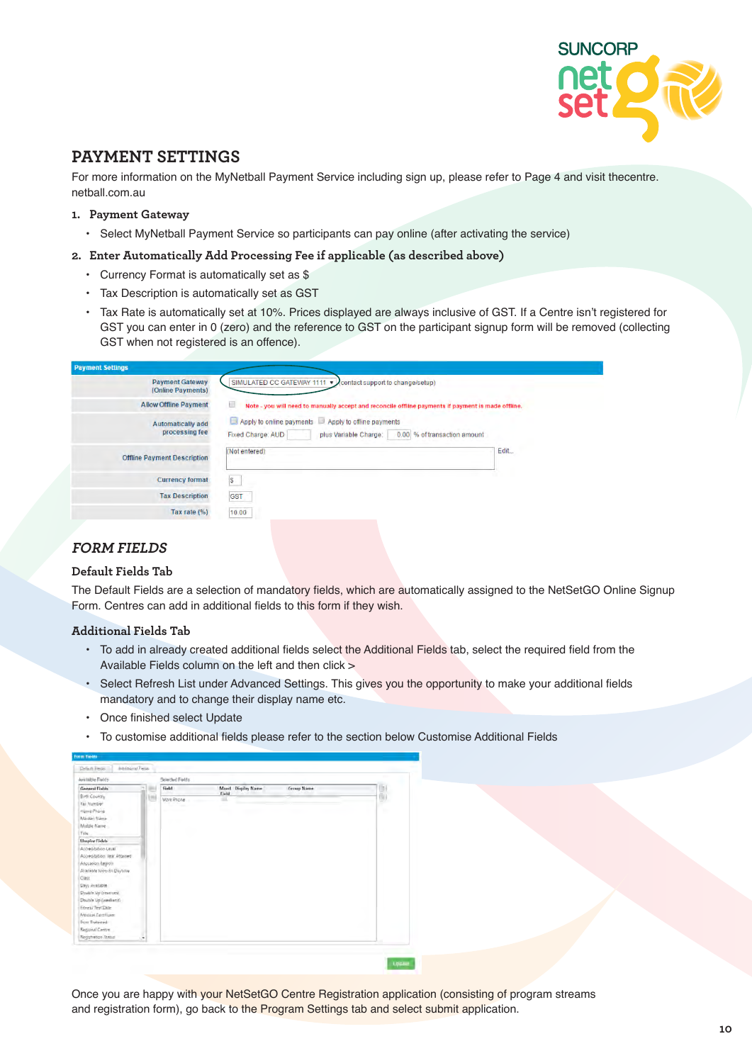## PAYMENT SETTINGS

For more information on the MyNetball Payment Service including sign up, please refer to Page 4 and visit thecentre.netball.com.au

1. **Payment Gateway**
   - Select MyNetball Payment Service so participants can pay online (after activating the service)
2. **Enter Automatically Add Processing Fee if applicable (as described above)**
   - Currency Format is automatically set as $
   - Tax Description is automatically set as GST
   - Tax Rate is automatically set at 10%. Prices displayed are always inclusive of GST. If a Centre isn't registered for GST you can enter in 0 (zero) and the reference to GST on the participant signup form will be removed (collecting GST when not registered is an offence).

## *FORM FIELDS*

### Default Fields Tab

The Default Fields are a selection of mandatory fields, which are automatically assigned to the NetSetGO Online Signup Form. Centres can add in additional fields to this form if they wish.

### Additional Fields Tab

- To add in already created additional fields select the Additional Fields tab, select the required field from the Available Fields column on the left and then click >
- Select Refresh List under Advanced Settings. This gives you the opportunity to make your additional fields mandatory and to change their display name etc.
- Once finished select Update
- To customise additional fields please refer to the section below Customise Additional Fields

Once you are happy with your NetSetGO Centre Registration application (consisting of program streams and registration form), go back to the Program Settings tab and select submit application.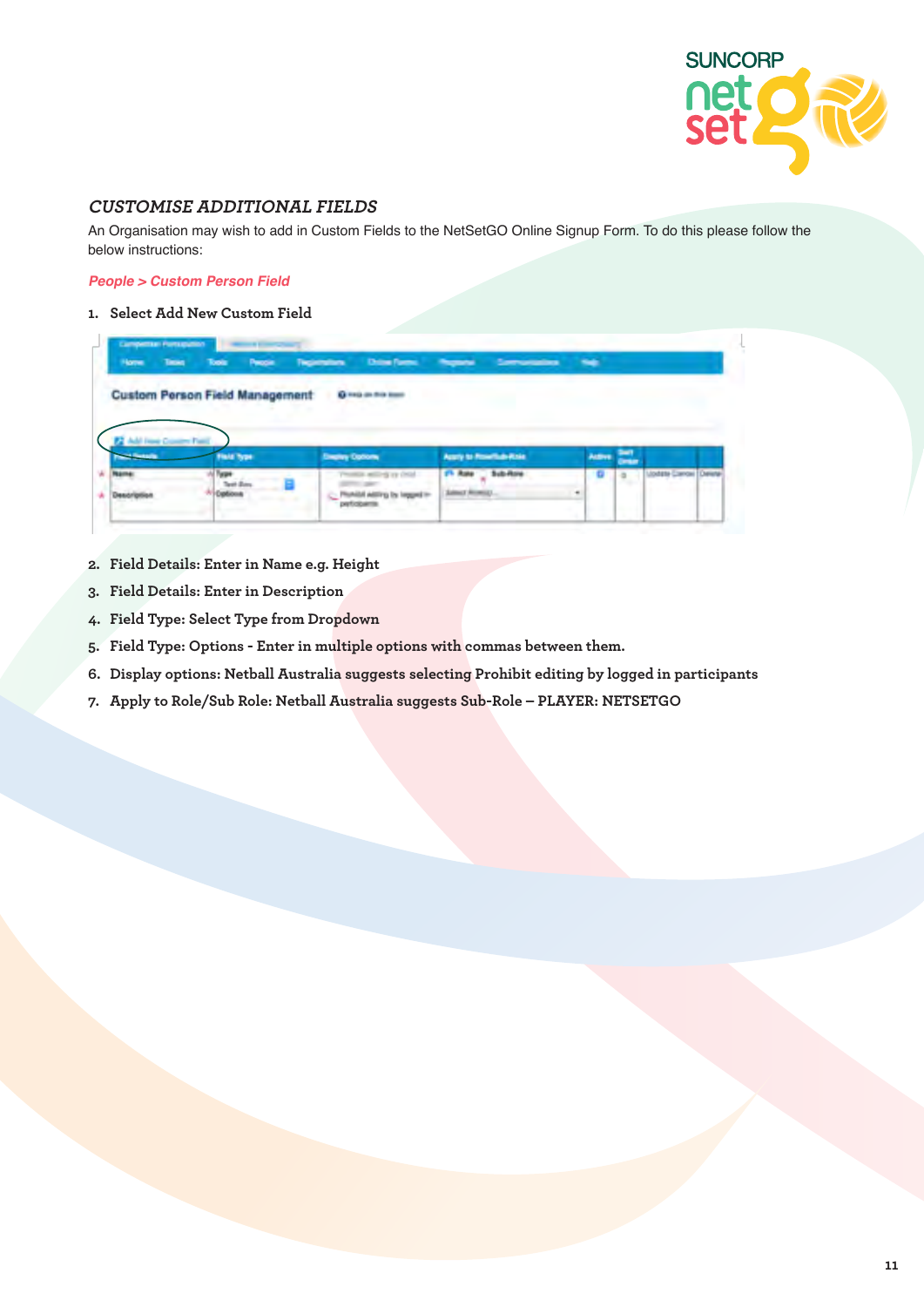## *CUSTOMISE ADDITIONAL FIELDS*

An Organisation may wish to add in Custom Fields to the NetSetGO Online Signup Form. To do this please follow the below instructions:

***People > Custom Person Field***

1. **Select Add New Custom Field**
2. **Field Details: Enter in Name e.g. Height**
3. **Field Details: Enter in Description**
4. **Field Type: Select Type from Dropdown**
5. **Field Type: Options - Enter in multiple options with commas between them.**
6. **Display options: Netball Australia suggests selecting Prohibit editing by logged in participants**
7. **Apply to Role/Sub Role: Netball Australia suggests Sub-Role – PLAYER: NETSETGO**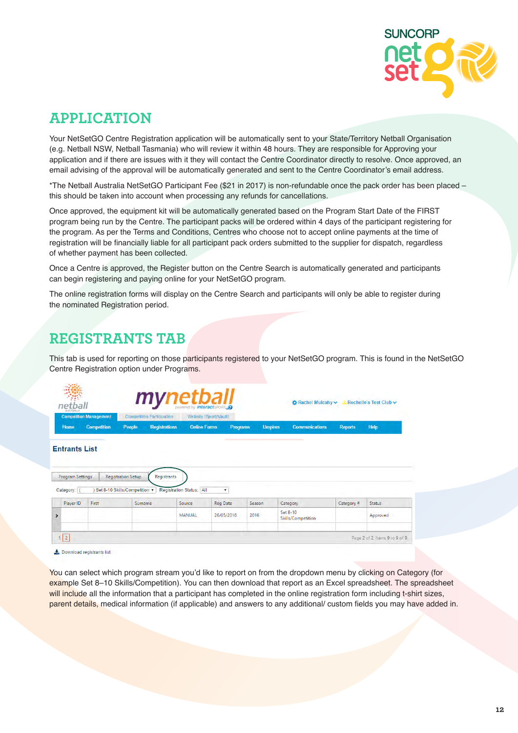## APPLICATION

Your NetSetGO Centre Registration application will be automatically sent to your State/Territory Netball Organisation (e.g. Netball NSW, Netball Tasmania) who will review it within 48 hours. They are responsible for Approving your application and if there are issues with it they will contact the Centre Coordinator directly to resolve. Once approved, an email advising of the approval will be automatically generated and sent to the Centre Coordinator's email address.

*The Netball Australia NetSetGO Participant Fee ($21 in 2017) is non-refundable once the pack order has been placed – this should be taken into account when processing any refunds for cancellations.

Once approved, the equipment kit will be automatically generated based on the Program Start Date of the FIRST program being run by the Centre. The participant packs will be ordered within 4 days of the participant registering for the program. As per the Terms and Conditions, Centres who choose not to accept online payments at the time of registration will be financially liable for all participant pack orders submitted to the supplier for dispatch, regardless of whether payment has been collected.

Once a Centre is approved, the Register button on the Centre Search is automatically generated and participants can begin registering and paying online for your NetSetGO program.

The online registration forms will display on the Centre Search and participants will only be able to register during the nominated Registration period.

## REGISTRANTS TAB

This tab is used for reporting on those participants registered to your NetSetGO program. This is found in the NetSetGO Centre Registration option under Programs.

You can select which program stream you'd like to report on from the dropdown menu by clicking on Category (for example Set 8–10 Skills/Competition). You can then download that report as an Excel spreadsheet. The spreadsheet will include all the information that a participant has completed in the online registration form including t-shirt sizes, parent details, medical information (if applicable) and answers to any additional/ custom fields you may have added in.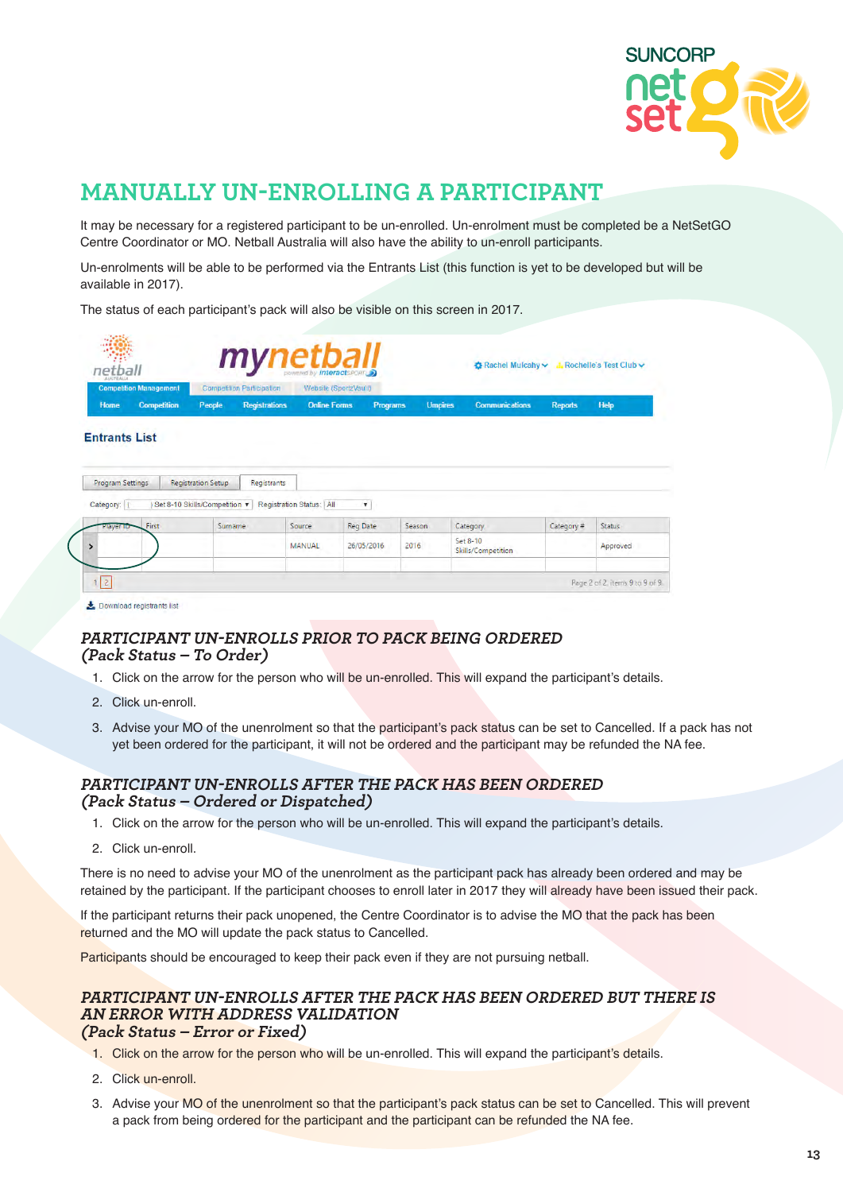# MANUALLY UN-ENROLLING A PARTICIPANT

It may be necessary for a registered participant to be un-enrolled. Un-enrolment must be completed be a NetSetGO Centre Coordinator or MO. Netball Australia will also have the ability to un-enroll participants.

Un-enrolments will be able to be performed via the Entrants List (this function is yet to be developed but will be available in 2017).

The status of each participant's pack will also be visible on this screen in 2017.

## *PARTICIPANT UN-ENROLLS PRIOR TO PACK BEING ORDERED (Pack Status – To Order)*

1. Click on the arrow for the person who will be un-enrolled. This will expand the participant's details.
2. Click un-enroll.
3. Advise your MO of the unenrolment so that the participant's pack status can be set to Cancelled. If a pack has not yet been ordered for the participant, it will not be ordered and the participant may be refunded the NA fee.

## *PARTICIPANT UN-ENROLLS AFTER THE PACK HAS BEEN ORDERED (Pack Status – Ordered or Dispatched)*

1. Click on the arrow for the person who will be un-enrolled. This will expand the participant's details.
2. Click un-enroll.

There is no need to advise your MO of the unenrolment as the participant pack has already been ordered and may be retained by the participant. If the participant chooses to enroll later in 2017 they will already have been issued their pack.

If the participant returns their pack unopened, the Centre Coordinator is to advise the MO that the pack has been returned and the MO will update the pack status to Cancelled.

Participants should be encouraged to keep their pack even if they are not pursuing netball.

## *PARTICIPANT UN-ENROLLS AFTER THE PACK HAS BEEN ORDERED BUT THERE IS AN ERROR WITH ADDRESS VALIDATION (Pack Status – Error or Fixed)*

1. Click on the arrow for the person who will be un-enrolled. This will expand the participant's details.
2. Click un-enroll.
3. Advise your MO of the unenrolment so that the participant's pack status can be set to Cancelled. This will prevent a pack from being ordered for the participant and the participant can be refunded the NA fee.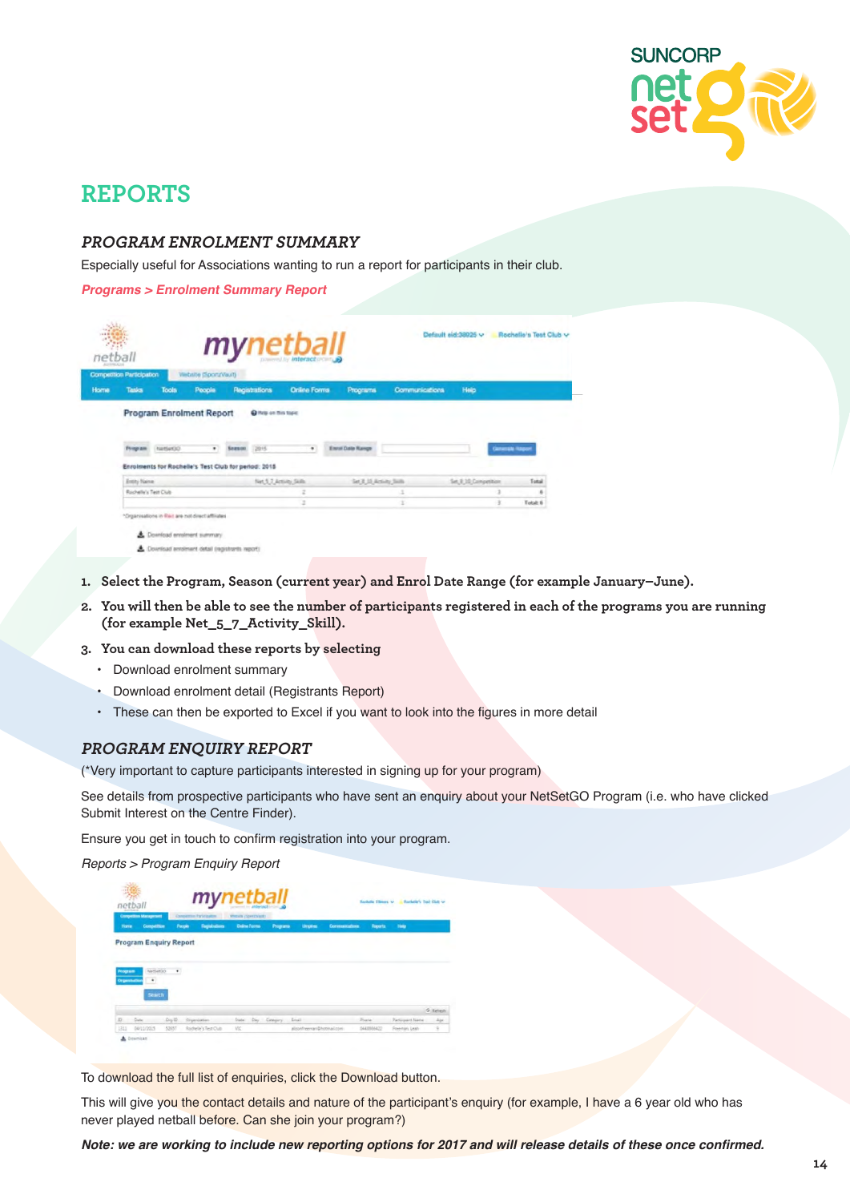# REPORTS

## PROGRAM ENROLMENT SUMMARY

Especially useful for Associations wanting to run a report for participants in their club.

***Programs > Enrolment Summary Report***

1. **Select the Program, Season (current year) and Enrol Date Range (for example January–June).**
2. **You will then be able to see the number of participants registered in each of the programs you are running (for example Net_5_7_Activity_Skill).**
3. **You can download these reports by selecting**
   - Download enrolment summary
   - Download enrolment detail (Registrants Report)
   - These can then be exported to Excel if you want to look into the figures in more detail

## PROGRAM ENQUIRY REPORT

(*Very important to capture participants interested in signing up for your program)

See details from prospective participants who have sent an enquiry about your NetSetGO Program (i.e. who have clicked Submit Interest on the Centre Finder).

Ensure you get in touch to confirm registration into your program.

*Reports > Program Enquiry Report*

To download the full list of enquiries, click the Download button.

This will give you the contact details and nature of the participant's enquiry (for example, I have a 6 year old who has never played netball before. Can she join your program?)

***Note: we are working to include new reporting options for 2017 and will release details of these once confirmed.***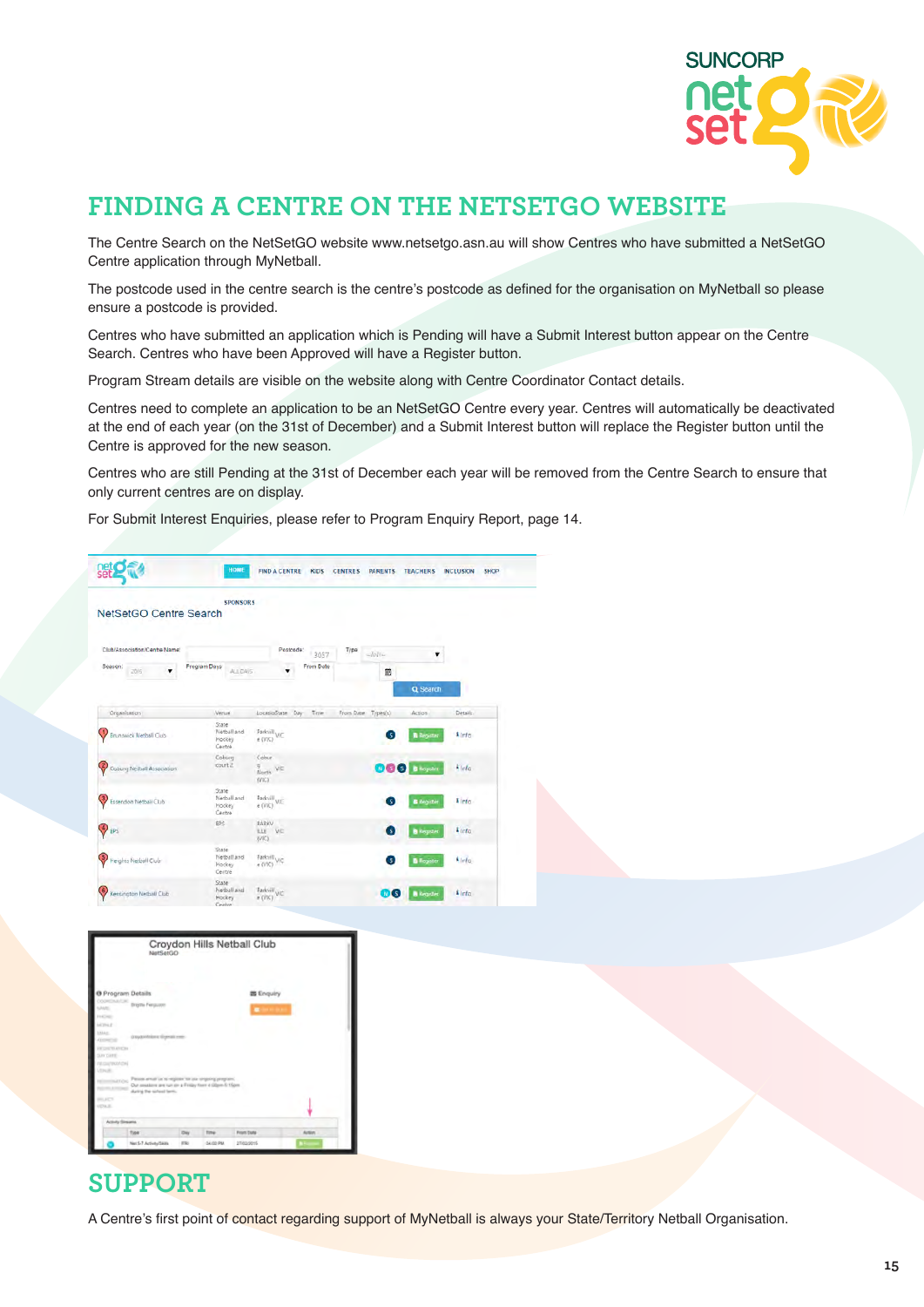# FINDING A CENTRE ON THE NETSETGO WEBSITE

The Centre Search on the NetSetGO website www.netsetgo.asn.au will show Centres who have submitted a NetSetGO Centre application through MyNetball.

The postcode used in the centre search is the centre's postcode as defined for the organisation on MyNetball so please ensure a postcode is provided.

Centres who have submitted an application which is Pending will have a Submit Interest button appear on the Centre Search. Centres who have been Approved will have a Register button.

Program Stream details are visible on the website along with Centre Coordinator Contact details.

Centres need to complete an application to be an NetSetGO Centre every year. Centres will automatically be deactivated at the end of each year (on the 31st of December) and a Submit Interest button will replace the Register button until the Centre is approved for the new season.

Centres who are still Pending at the 31st of December each year will be removed from the Centre Search to ensure that only current centres are on display.

For Submit Interest Enquiries, please refer to Program Enquiry Report, page 14.

# SUPPORT

A Centre's first point of contact regarding support of MyNetball is always your State/Territory Netball Organisation.